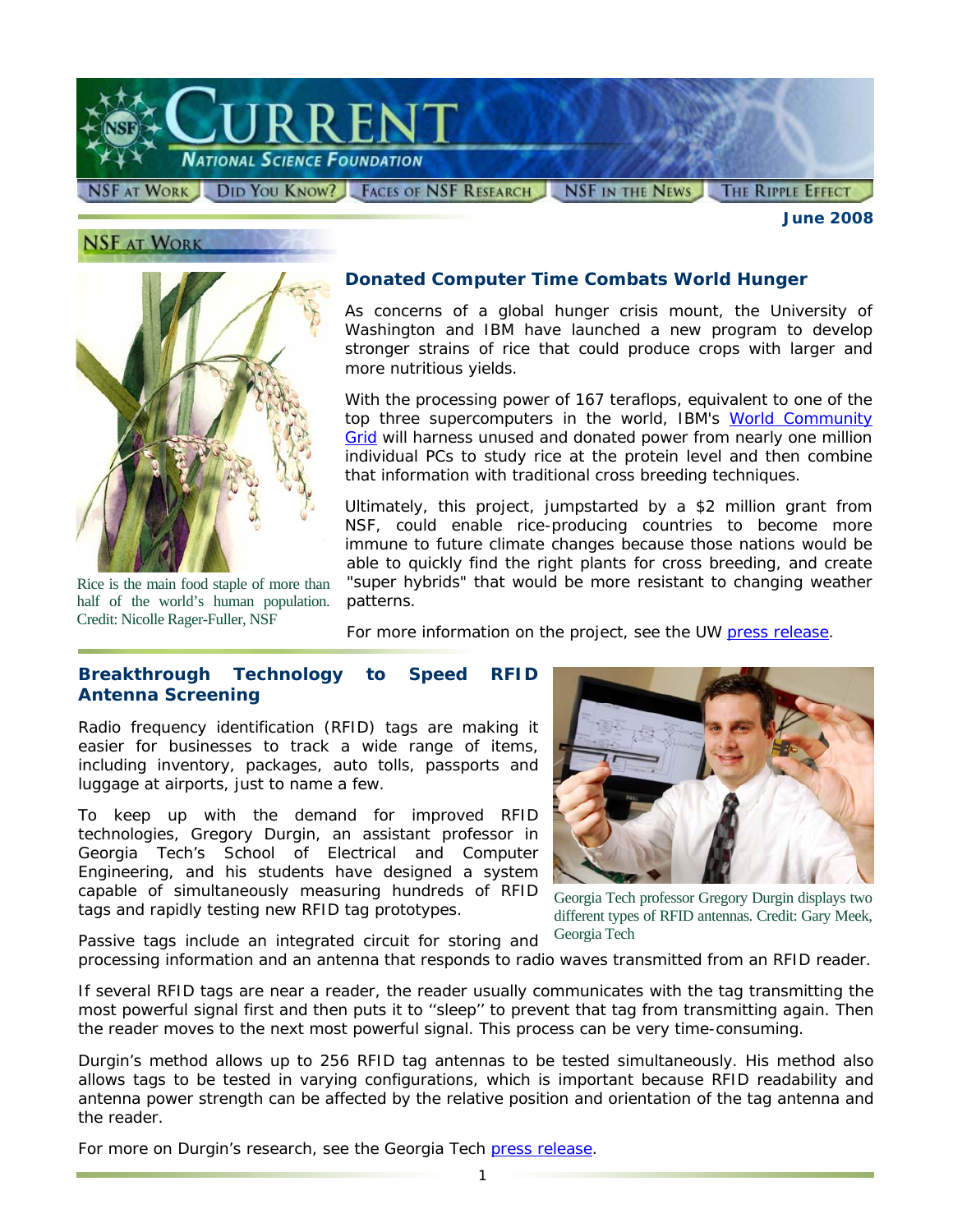# CURRENT

NATIONAL SCIENCE FOUNDATION

NSF AT WORK | DID YOU KNOW? | FACES OF NSF RESEARCH | NSF IN THE NEWS | THE RIPPLE EFFECT

**June 2008**

## NSF AT WORK

### Donated Computer Time Combats World Hunger

As concerns of a global hunger crisis mount, the University of Washington and IBM have launched a new program to develop stronger strains of rice that could produce crops with larger and more nutritious yields.

With the processing power of 167 teraflops, equivalent to one of the top three supercomputers in the world, IBM's World Community Grid will harness unused and donated power from nearly one million individual PCs to study rice at the protein level and then combine that information with traditional cross breeding techniques.

Ultimately, this project, jumpstarted by a $2 million grant from NSF, could enable rice-producing countries to become more immune to future climate changes because those nations would be able to quickly find the right plants for cross breeding, and create "super hybrids" that would be more resistant to changing weather patterns.

For more information on the project, see the UW press release.

Rice is the main food staple of more than half of the world's human population. Credit: Nicolle Rager-Fuller, NSF

### Breakthrough Technology to Speed RFID Antenna Screening

Radio frequency identification (RFID) tags are making it easier for businesses to track a wide range of items, including inventory, packages, auto tolls, passports and luggage at airports, just to name a few.

To keep up with the demand for improved RFID technologies, Gregory Durgin, an assistant professor in Georgia Tech's School of Electrical and Computer Engineering, and his students have designed a system capable of simultaneously measuring hundreds of RFID tags and rapidly testing new RFID tag prototypes.

Georgia Tech professor Gregory Durgin displays two different types of RFID antennas. Credit: Gary Meek, Georgia Tech

Passive tags include an integrated circuit for storing and processing information and an antenna that responds to radio waves transmitted from an RFID reader.

If several RFID tags are near a reader, the reader usually communicates with the tag transmitting the most powerful signal first and then puts it to ''sleep'' to prevent that tag from transmitting again. Then the reader moves to the next most powerful signal. This process can be very time-consuming.

Durgin's method allows up to 256 RFID tag antennas to be tested simultaneously. His method also allows tags to be tested in varying configurations, which is important because RFID readability and antenna power strength can be affected by the relative position and orientation of the tag antenna and the reader.

For more on Durgin's research, see the Georgia Tech press release.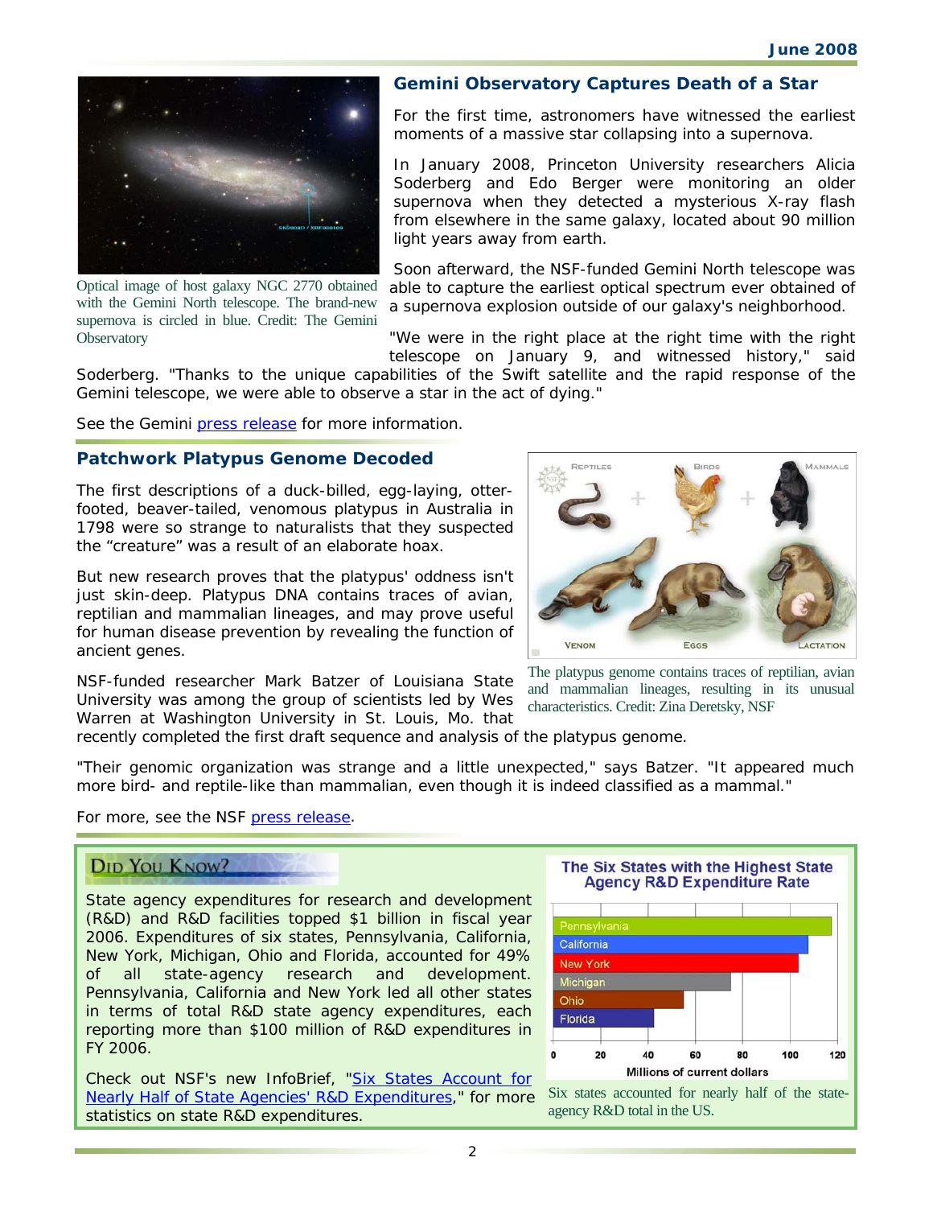## Gemini Observatory Captures Death of a Star

Optical image of host galaxy NGC 2770 obtained with the Gemini North telescope. The brand-new supernova is circled in blue. Credit: The Gemini Observatory

For the first time, astronomers have witnessed the earliest moments of a massive star collapsing into a supernova.

In January 2008, Princeton University researchers Alicia Soderberg and Edo Berger were monitoring an older supernova when they detected a mysterious X-ray flash from elsewhere in the same galaxy, located about 90 million light years away from earth.

Soon afterward, the NSF-funded Gemini North telescope was able to capture the earliest optical spectrum ever obtained of a supernova explosion outside of our galaxy's neighborhood.

"We were in the right place at the right time with the right telescope on January 9, and witnessed history," said Soderberg. "Thanks to the unique capabilities of the Swift satellite and the rapid response of the Gemini telescope, we were able to observe a star in the act of dying."

See the Gemini press release for more information.

## Patchwork Platypus Genome Decoded

The first descriptions of a duck-billed, egg-laying, otter-footed, beaver-tailed, venomous platypus in Australia in 1798 were so strange to naturalists that they suspected the "creature" was a result of an elaborate hoax.

But new research proves that the platypus' oddness isn't just skin-deep. Platypus DNA contains traces of avian, reptilian and mammalian lineages, and may prove useful for human disease prevention by revealing the function of ancient genes.

NSF-funded researcher Mark Batzer of Louisiana State University was among the group of scientists led by Wes Warren at Washington University in St. Louis, Mo. that recently completed the first draft sequence and analysis of the platypus genome.

The platypus genome contains traces of reptilian, avian and mammalian lineages, resulting in its unusual characteristics. Credit: Zina Deretsky, NSF

"Their genomic organization was strange and a little unexpected," says Batzer. "It appeared much more bird- and reptile-like than mammalian, even though it is indeed classified as a mammal."

For more, see the NSF press release.

## Did You Know?

State agency expenditures for research and development (R&D) and R&D facilities topped $1 billion in fiscal year 2006. Expenditures of six states, Pennsylvania, California, New York, Michigan, Ohio and Florida, accounted for 49% of all state-agency research and development. Pennsylvania, California and New York led all other states in terms of total R&D state agency expenditures, each reporting more than $100 million of R&D expenditures in FY 2006.

Check out NSF's new InfoBrief, "Six States Account for Nearly Half of State Agencies' R&D Expenditures," for more statistics on state R&D expenditures.

**The Six States with the Highest State Agency R&D Expenditure Rate**

Six states accounted for nearly half of the state-agency R&D total in the US.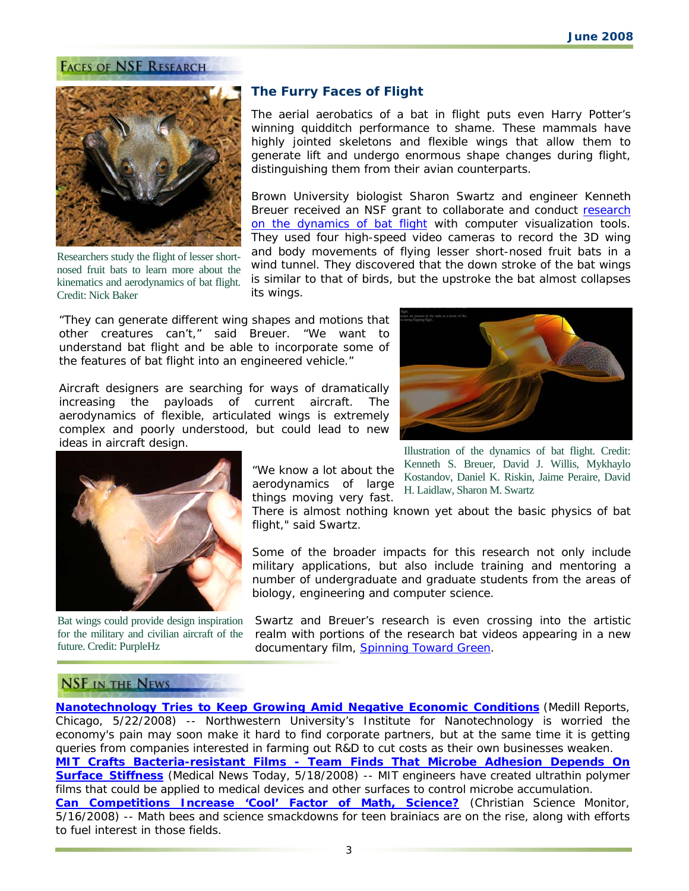## Faces of NSF Research

### The Furry Faces of Flight

Researchers study the flight of lesser short-nosed fruit bats to learn more about the kinematics and aerodynamics of bat flight. Credit: Nick Baker

The aerial aerobatics of a bat in flight puts even Harry Potter's winning quidditch performance to shame. These mammals have highly jointed skeletons and flexible wings that allow them to generate lift and undergo enormous shape changes during flight, distinguishing them from their avian counterparts.

Brown University biologist Sharon Swartz and engineer Kenneth Breuer received an NSF grant to collaborate and conduct [research on the dynamics of bat flight]() with computer visualization tools. They used four high-speed video cameras to record the 3D wing and body movements of flying lesser short-nosed fruit bats in a wind tunnel. They discovered that the down stroke of the bat wings is similar to that of birds, but the upstroke the bat almost collapses its wings.

"They can generate different wing shapes and motions that other creatures can't," said Breuer. "We want to understand bat flight and be able to incorporate some of the features of bat flight into an engineered vehicle."

Aircraft designers are searching for ways of dramatically increasing the payloads of current aircraft. The aerodynamics of flexible, articulated wings is extremely complex and poorly understood, but could lead to new ideas in aircraft design.

Illustration of the dynamics of bat flight. Credit: Kenneth S. Breuer, David J. Willis, Mykhaylo Kostandov, Daniel K. Riskin, Jaime Peraire, David H. Laidlaw, Sharon M. Swartz

"We know a lot about the aerodynamics of large things moving very fast. There is almost nothing known yet about the basic physics of bat flight," said Swartz.

Some of the broader impacts for this research not only include military applications, but also include training and mentoring a number of undergraduate and graduate students from the areas of biology, engineering and computer science.

Bat wings could provide design inspiration for the military and civilian aircraft of the future. Credit: PurpleHz

Swartz and Breuer's research is even crossing into the artistic realm with portions of the research bat videos appearing in a new documentary film, [Spinning Toward Green]().

## NSF in the News

**[Nanotechnology Tries to Keep Growing Amid Negative Economic Conditions]()** (Medill Reports, Chicago, 5/22/2008) -- Northwestern University's Institute for Nanotechnology is worried the economy's pain may soon make it hard to find corporate partners, but at the same time it is getting queries from companies interested in farming out R&D to cut costs as their own businesses weaken.

**[MIT Crafts Bacteria-resistant Films - Team Finds That Microbe Adhesion Depends On Surface Stiffness]()** (Medical News Today, 5/18/2008) -- MIT engineers have created ultrathin polymer films that could be applied to medical devices and other surfaces to control microbe accumulation.

**[Can Competitions Increase 'Cool' Factor of Math, Science?]()** (Christian Science Monitor, 5/16/2008) -- Math bees and science smackdowns for teen brainiacs are on the rise, along with efforts to fuel interest in those fields.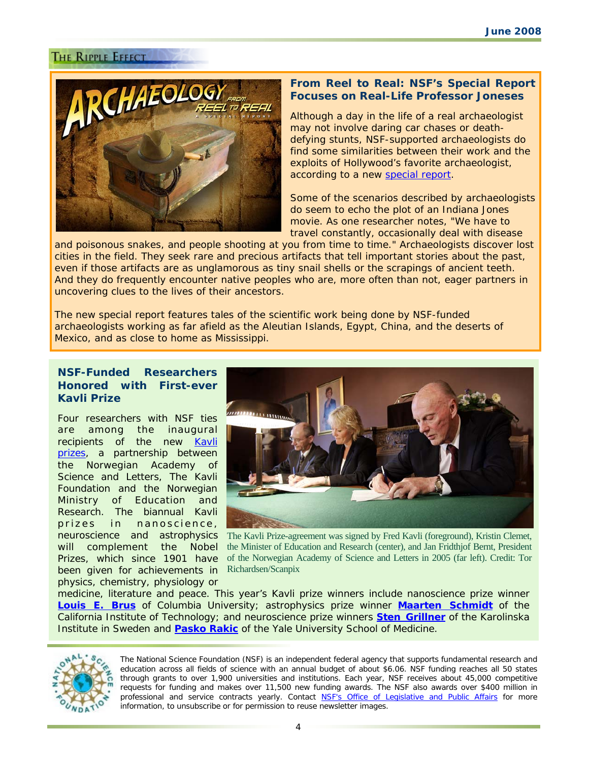## From Reel to Real: NSF's Special Report Focuses on Real-Life Professor Joneses

Although a day in the life of a real archaeologist may not involve daring car chases or death-defying stunts, NSF-supported archaeologists do find some similarities between their work and the exploits of Hollywood's favorite archaeologist, according to a new special report.

Some of the scenarios described by archaeologists do seem to echo the plot of an Indiana Jones movie. As one researcher notes, "We have to travel constantly, occasionally deal with disease and poisonous snakes, and people shooting at you from time to time." Archaeologists discover lost cities in the field. They seek rare and precious artifacts that tell important stories about the past, even if those artifacts are as unglamorous as tiny snail shells or the scrapings of ancient teeth. And they do frequently encounter native peoples who are, more often than not, eager partners in uncovering clues to the lives of their ancestors.

The new special report features tales of the scientific work being done by NSF-funded archaeologists working as far afield as the Aleutian Islands, Egypt, China, and the deserts of Mexico, and as close to home as Mississippi.

## NSF-Funded Researchers Honored with First-ever Kavli Prize

Four researchers with NSF ties are among the inaugural recipients of the new Kavli prizes, a partnership between the Norwegian Academy of Science and Letters, The Kavli Foundation and the Norwegian Ministry of Education and Research. The biannual Kavli prizes in nanoscience, neuroscience and astrophysics will complement the Nobel Prizes, which since 1901 have been given for achievements in physics, chemistry, physiology or medicine, literature and peace. This year's Kavli prize winners include nanoscience prize winner **Louis E. Brus** of Columbia University; astrophysics prize winner **Maarten Schmidt** of the California Institute of Technology; and neuroscience prize winners **Sten Grillner** of the Karolinska Institute in Sweden and **Pasko Rakic** of the Yale University School of Medicine.

The Kavli Prize-agreement was signed by Fred Kavli (foreground), Kristin Clemet, the Minister of Education and Research (center), and Jan Fridthjof Bernt, President of the Norwegian Academy of Science and Letters in 2005 (far left). Credit: Tor Richardsen/Scanpix

The National Science Foundation (NSF) is an independent federal agency that supports fundamental research and education across all fields of science with an annual budget of about $6.06. NSF funding reaches all 50 states through grants to over 1,900 universities and institutions. Each year, NSF receives about 45,000 competitive requests for funding and makes over 11,500 new funding awards. The NSF also awards over $400 million in professional and service contracts yearly. Contact NSF's Office of Legislative and Public Affairs for more information, to unsubscribe or for permission to reuse newsletter images.